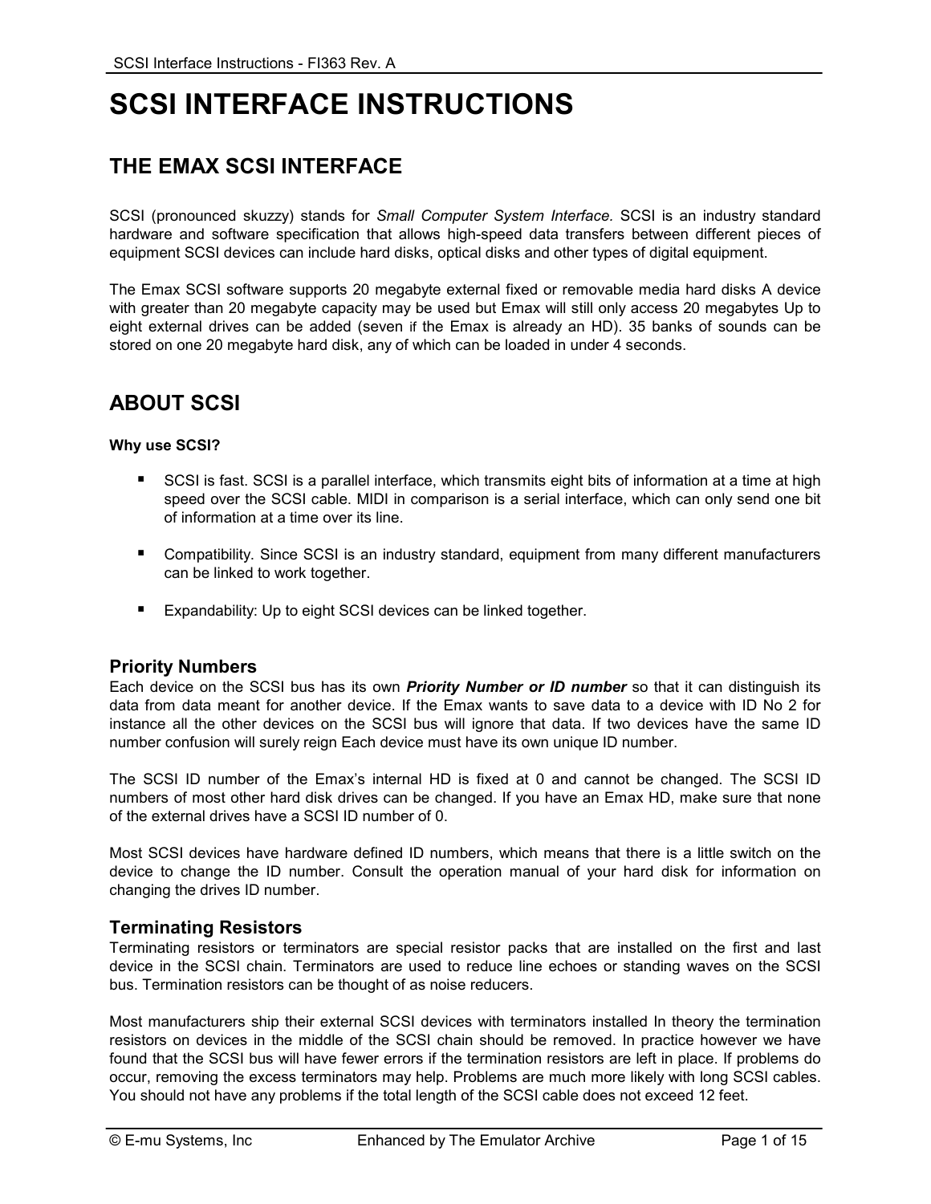# SCSI INTERFACE INSTRUCTIONS

## THE EMAX SCSI INTERFACE

SCSI (pronounced skuzzy) stands for *Small Computer System Interface.* SCSI is an industry standard hardware and software specification that allows high-speed data transfers between different pieces of equipment SCSI devices can include hard disks, optical disks and other types of digital equipment.

The Emax SCSI software supports 20 megabyte external fixed or removable media hard disks A device with greater than 20 megabyte capacity may be used but Emax will still only access 20 megabytes Up to eight external drives can be added (seven if the Emax is already an HD). 35 banks of sounds can be stored on one 20 megabyte hard disk, any of which can be loaded in under 4 seconds.

## ABOUT SCSI

**Why use SCSI?**

- SCSI is fast. SCSI is a parallel interface, which transmits eight bits of information at a time at high speed over the SCSI cable. MIDI in comparison is a serial interface, which can only send one bit of information at a time over its line.
- Compatibility. Since SCSI is an industry standard, equipment from many different manufacturers can be linked to work together.
- Expandability: Up to eight SCSI devices can be linked together.

### Priority Numbers

Each device on the SCSI bus has its own ***Priority Number or ID number*** so that it can distinguish its data from data meant for another device. If the Emax wants to save data to a device with ID No 2 for instance all the other devices on the SCSI bus will ignore that data. If two devices have the same ID number confusion will surely reign Each device must have its own unique ID number.

The SCSI ID number of the Emax's internal HD is fixed at 0 and cannot be changed. The SCSI ID numbers of most other hard disk drives can be changed. If you have an Emax HD, make sure that none of the external drives have a SCSI ID number of 0.

Most SCSI devices have hardware defined ID numbers, which means that there is a little switch on the device to change the ID number. Consult the operation manual of your hard disk for information on changing the drives ID number.

### Terminating Resistors

Terminating resistors or terminators are special resistor packs that are installed on the first and last device in the SCSI chain. Terminators are used to reduce line echoes or standing waves on the SCSI bus. Termination resistors can be thought of as noise reducers.

Most manufacturers ship their external SCSI devices with terminators installed In theory the termination resistors on devices in the middle of the SCSI chain should be removed. In practice however we have found that the SCSI bus will have fewer errors if the termination resistors are left in place. If problems do occur, removing the excess terminators may help. Problems are much more likely with long SCSI cables. You should not have any problems if the total length of the SCSI cable does not exceed 12 feet.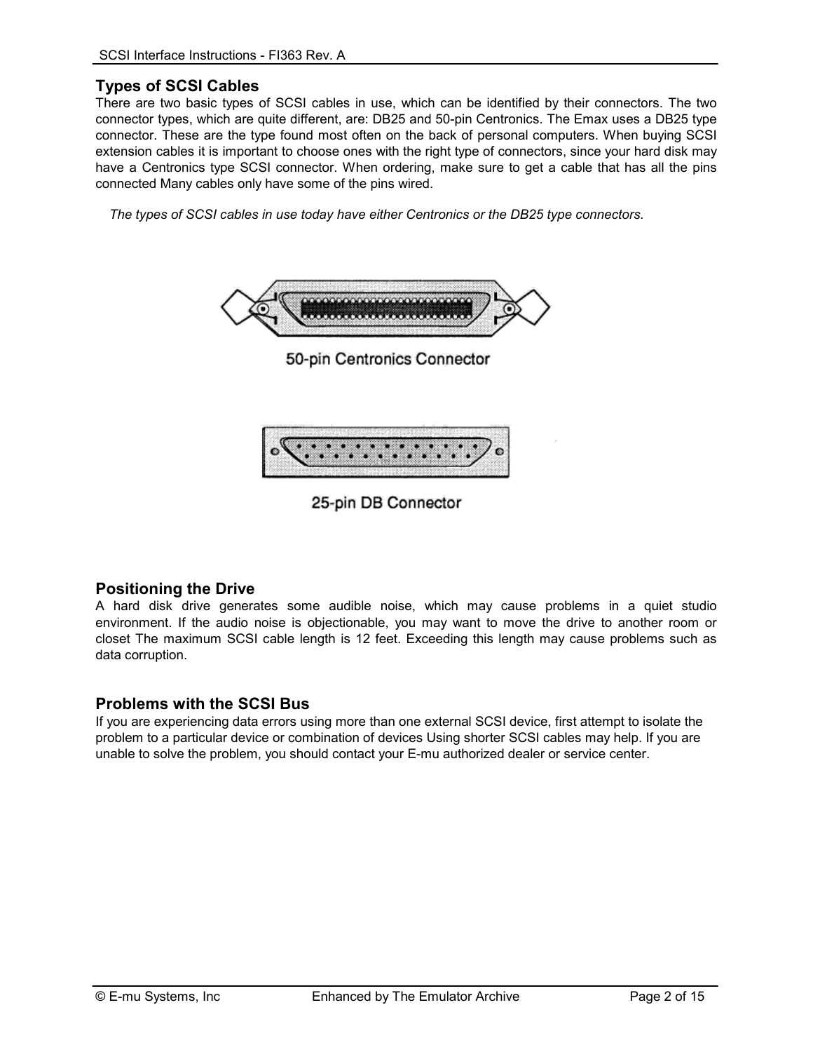## Types of SCSI Cables

There are two basic types of SCSI cables in use, which can be identified by their connectors. The two connector types, which are quite different, are: DB25 and 50-pin Centronics. The Emax uses a DB25 type connector. These are the type found most often on the back of personal computers. When buying SCSI extension cables it is important to choose ones with the right type of connectors, since your hard disk may have a Centronics type SCSI connector. When ordering, make sure to get a cable that has all the pins connected Many cables only have some of the pins wired.

*The types of SCSI cables in use today have either Centronics or the DB25 type connectors.*

50-pin Centronics Connector

25-pin DB Connector

## Positioning the Drive

A hard disk drive generates some audible noise, which may cause problems in a quiet studio environment. If the audio noise is objectionable, you may want to move the drive to another room or closet The maximum SCSI cable length is 12 feet. Exceeding this length may cause problems such as data corruption.

## Problems with the SCSI Bus

If you are experiencing data errors using more than one external SCSI device, first attempt to isolate the problem to a particular device or combination of devices Using shorter SCSI cables may help. If you are unable to solve the problem, you should contact your E-mu authorized dealer or service center.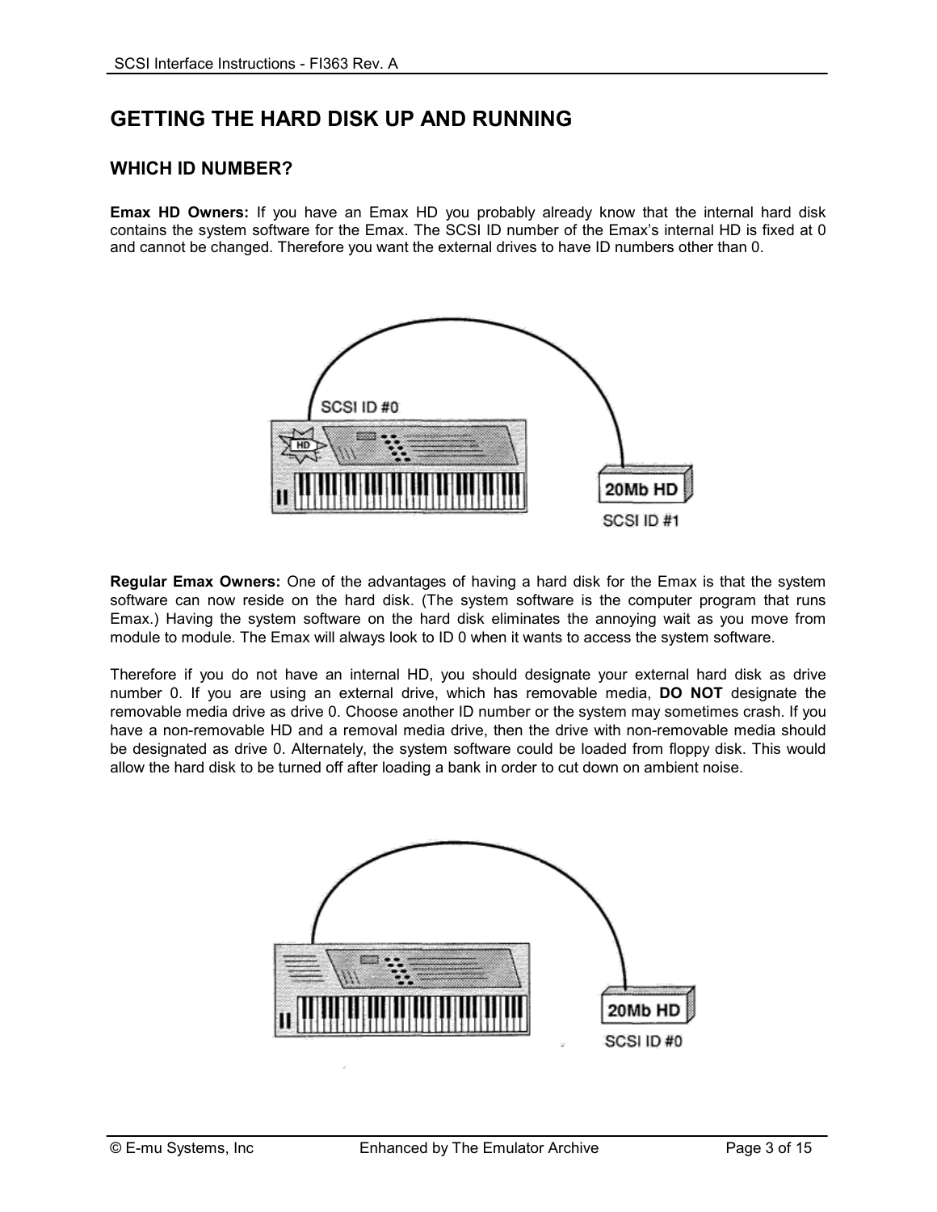# GETTING THE HARD DISK UP AND RUNNING

## WHICH ID NUMBER?

**Emax HD Owners:** If you have an Emax HD you probably already know that the internal hard disk contains the system software for the Emax. The SCSI ID number of the Emax's internal HD is fixed at 0 and cannot be changed. Therefore you want the external drives to have ID numbers other than 0.

**Regular Emax Owners:** One of the advantages of having a hard disk for the Emax is that the system software can now reside on the hard disk. (The system software is the computer program that runs Emax.) Having the system software on the hard disk eliminates the annoying wait as you move from module to module. The Emax will always look to ID 0 when it wants to access the system software.

Therefore if you do not have an internal HD, you should designate your external hard disk as drive number 0. If you are using an external drive, which has removable media, **DO NOT** designate the removable media drive as drive 0. Choose another ID number or the system may sometimes crash. If you have a non-removable HD and a removal media drive, then the drive with non-removable media should be designated as drive 0. Alternately, the system software could be loaded from floppy disk. This would allow the hard disk to be turned off after loading a bank in order to cut down on ambient noise.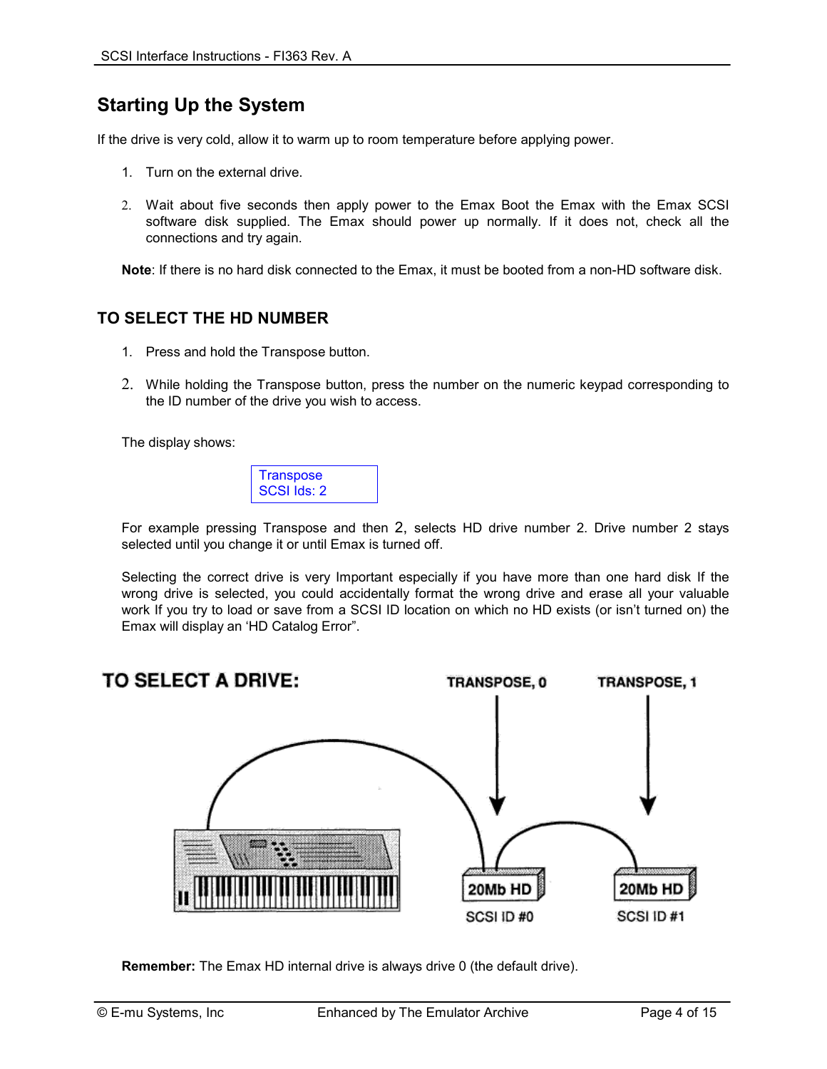## Starting Up the System

If the drive is very cold, allow it to warm up to room temperature before applying power.

1. Turn on the external drive.

2. Wait about five seconds then apply power to the Emax Boot the Emax with the Emax SCSI software disk supplied. The Emax should power up normally. If it does not, check all the connections and try again.

**Note**: If there is no hard disk connected to the Emax, it must be booted from a non-HD software disk.

### TO SELECT THE HD NUMBER

1. Press and hold the Transpose button.

2. While holding the Transpose button, press the number on the numeric keypad corresponding to the ID number of the drive you wish to access.

The display shows:

```
Transpose
SCSI Ids: 2
```

For example pressing Transpose and then 2, selects HD drive number 2. Drive number 2 stays selected until you change it or until Emax is turned off.

Selecting the correct drive is very Important especially if you have more than one hard disk If the wrong drive is selected, you could accidentally format the wrong drive and erase all your valuable work If you try to load or save from a SCSI ID location on which no HD exists (or isn't turned on) the Emax will display an 'HD Catalog Error".

TO SELECT A DRIVE:

TRANSPOSE, 0 — 20Mb HD — SCSI ID #0

TRANSPOSE, 1 — 20Mb HD — SCSI ID #1

**Remember:** The Emax HD internal drive is always drive 0 (the default drive).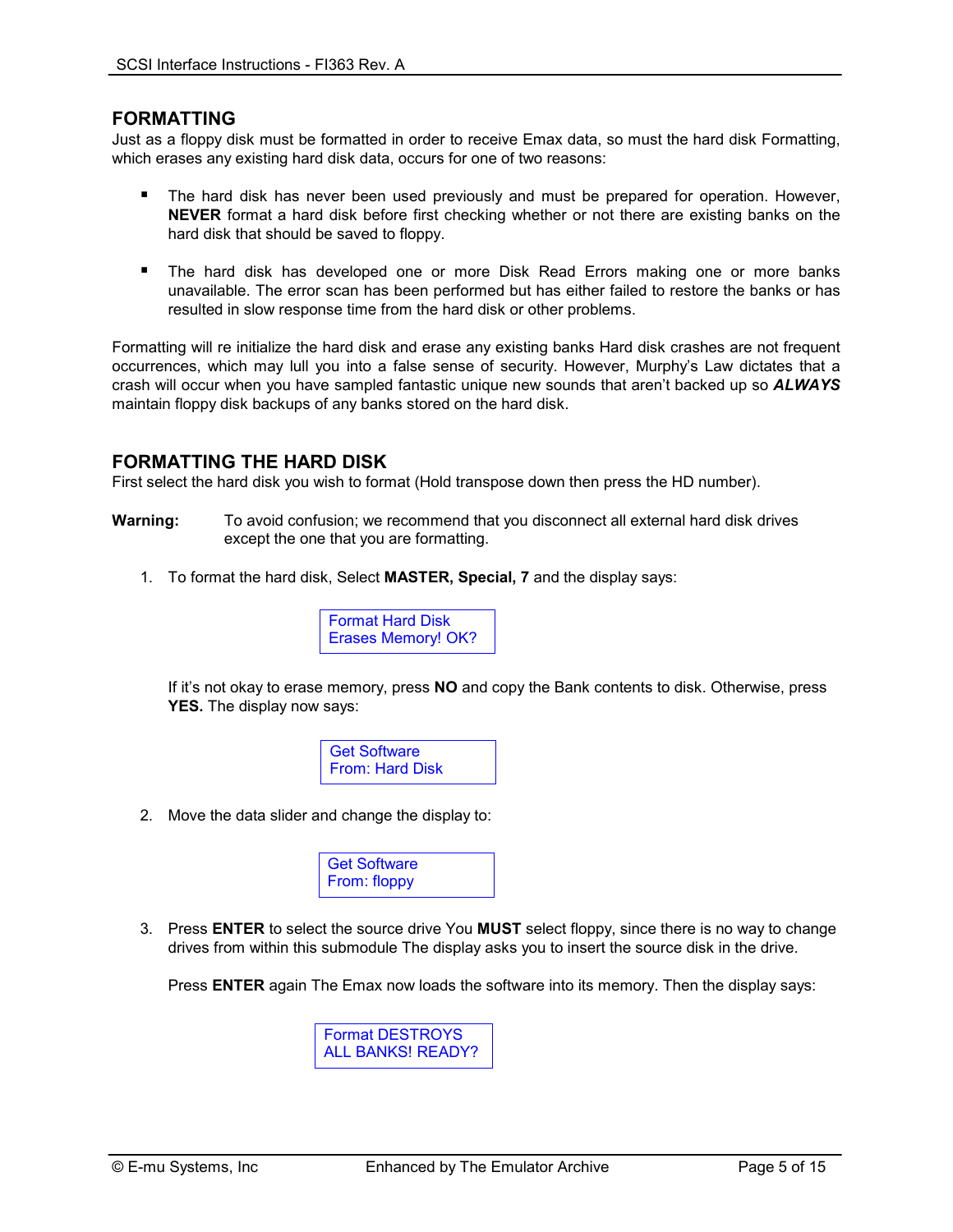## FORMATTING

Just as a floppy disk must be formatted in order to receive Emax data, so must the hard disk Formatting, which erases any existing hard disk data, occurs for one of two reasons:

- The hard disk has never been used previously and must be prepared for operation. However, **NEVER** format a hard disk before first checking whether or not there are existing banks on the hard disk that should be saved to floppy.

- The hard disk has developed one or more Disk Read Errors making one or more banks unavailable. The error scan has been performed but has either failed to restore the banks or has resulted in slow response time from the hard disk or other problems.

Formatting will re initialize the hard disk and erase any existing banks Hard disk crashes are not frequent occurrences, which may lull you into a false sense of security. However, Murphy's Law dictates that a crash will occur when you have sampled fantastic unique new sounds that aren't backed up so ***ALWAYS*** maintain floppy disk backups of any banks stored on the hard disk.

## FORMATTING THE HARD DISK

First select the hard disk you wish to format (Hold transpose down then press the HD number).

**Warning:** To avoid confusion; we recommend that you disconnect all external hard disk drives except the one that you are formatting.

1. To format the hard disk, Select **MASTER, Special, 7** and the display says:

   ```
   Format Hard Disk
   Erases Memory! OK?
   ```

   If it's not okay to erase memory, press **NO** and copy the Bank contents to disk. Otherwise, press **YES.** The display now says:

   ```
   Get Software
   From: Hard Disk
   ```

2. Move the data slider and change the display to:

   ```
   Get Software
   From: floppy
   ```

3. Press **ENTER** to select the source drive You **MUST** select floppy, since there is no way to change drives from within this submodule The display asks you to insert the source disk in the drive.

   Press **ENTER** again The Emax now loads the software into its memory. Then the display says:

   ```
   Format DESTROYS
   ALL BANKS! READY?
   ```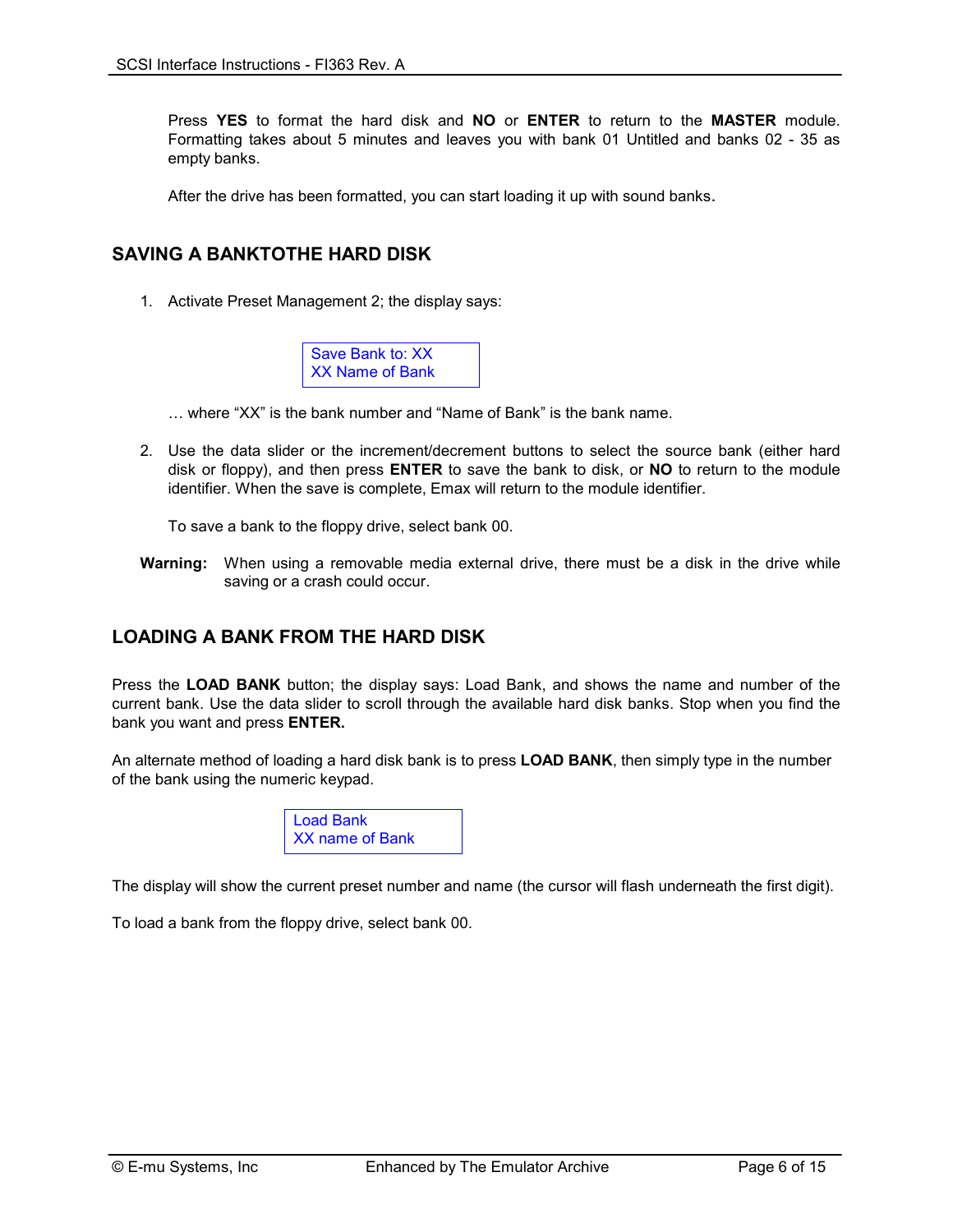Press **YES** to format the hard disk and **NO** or **ENTER** to return to the **MASTER** module. Formatting takes about 5 minutes and leaves you with bank 01 Untitled and banks 02 - 35 as empty banks.

After the drive has been formatted, you can start loading it up with sound banks.

## SAVING A BANKTOTHE HARD DISK

1. Activate Preset Management 2; the display says:

```
Save Bank to: XX
XX Name of Bank
```

… where “XX” is the bank number and “Name of Bank” is the bank name.

2. Use the data slider or the increment/decrement buttons to select the source bank (either hard disk or floppy), and then press **ENTER** to save the bank to disk, or **NO** to return to the module identifier. When the save is complete, Emax will return to the module identifier.

   To save a bank to the floppy drive, select bank 00.

**Warning:** When using a removable media external drive, there must be a disk in the drive while saving or a crash could occur.

## LOADING A BANK FROM THE HARD DISK

Press the **LOAD BANK** button; the display says: Load Bank, and shows the name and number of the current bank. Use the data slider to scroll through the available hard disk banks. Stop when you find the bank you want and press **ENTER.**

An alternate method of loading a hard disk bank is to press **LOAD BANK**, then simply type in the number of the bank using the numeric keypad.

```
Load Bank
XX name of Bank
```

The display will show the current preset number and name (the cursor will flash underneath the first digit).

To load a bank from the floppy drive, select bank 00.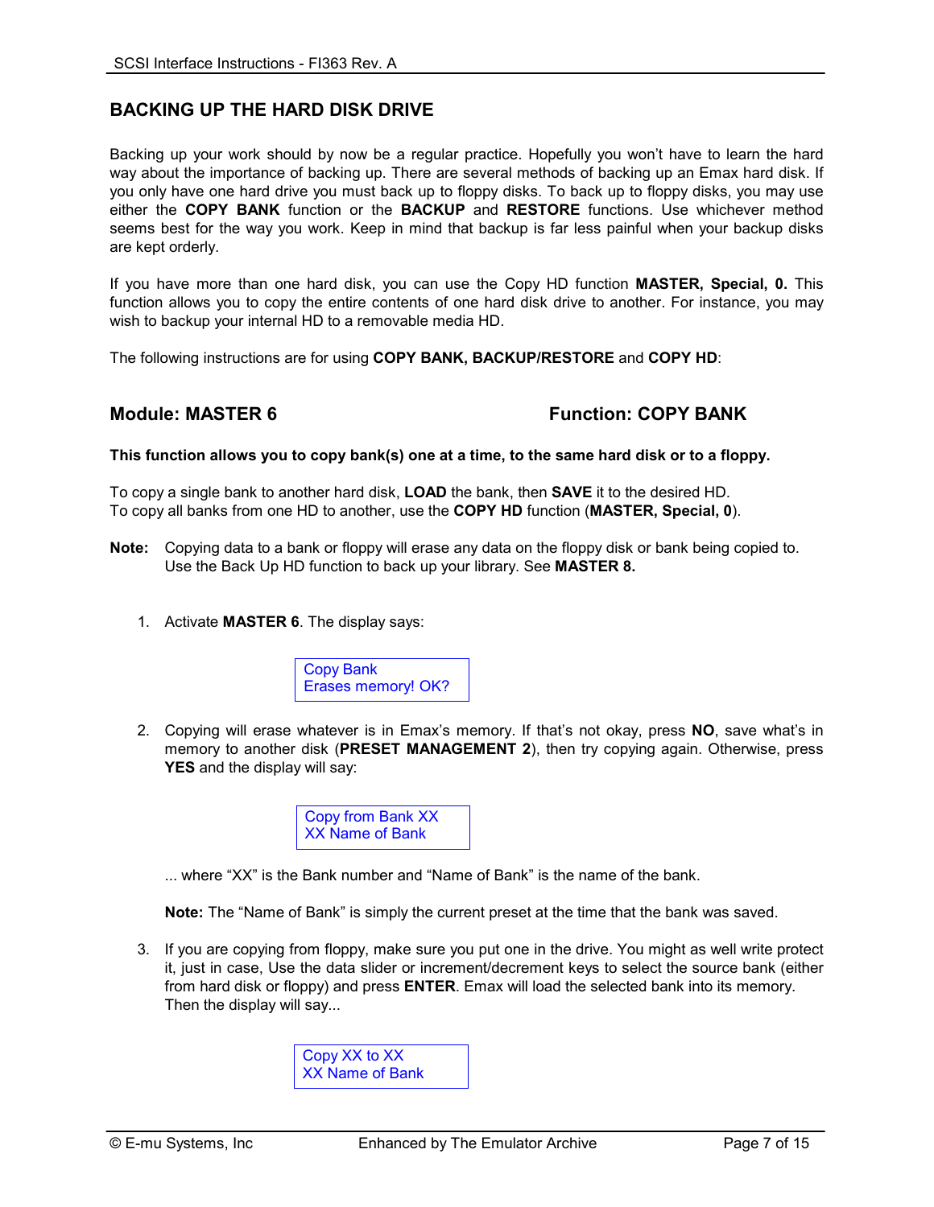## BACKING UP THE HARD DISK DRIVE

Backing up your work should by now be a regular practice. Hopefully you won't have to learn the hard way about the importance of backing up. There are several methods of backing up an Emax hard disk. If you only have one hard drive you must back up to floppy disks. To back up to floppy disks, you may use either the **COPY BANK** function or the **BACKUP** and **RESTORE** functions. Use whichever method seems best for the way you work. Keep in mind that backup is far less painful when your backup disks are kept orderly.

If you have more than one hard disk, you can use the Copy HD function **MASTER, Special, 0.** This function allows you to copy the entire contents of one hard disk drive to another. For instance, you may wish to backup your internal HD to a removable media HD.

The following instructions are for using **COPY BANK, BACKUP/RESTORE** and **COPY HD**:

### Module: MASTER 6 — Function: COPY BANK

**This function allows you to copy bank(s) one at a time, to the same hard disk or to a floppy.**

To copy a single bank to another hard disk, **LOAD** the bank, then **SAVE** it to the desired HD.
To copy all banks from one HD to another, use the **COPY HD** function (**MASTER, Special, 0**).

**Note:** Copying data to a bank or floppy will erase any data on the floppy disk or bank being copied to. Use the Back Up HD function to back up your library. See **MASTER 8.**

1. Activate **MASTER 6**. The display says:

```
Copy Bank
Erases memory! OK?
```

2. Copying will erase whatever is in Emax's memory. If that's not okay, press **NO**, save what's in memory to another disk (**PRESET MANAGEMENT 2**), then try copying again. Otherwise, press **YES** and the display will say:

```
Copy from Bank XX
XX Name of Bank
```

   ... where "XX" is the Bank number and "Name of Bank" is the name of the bank.

   **Note:** The "Name of Bank" is simply the current preset at the time that the bank was saved.

3. If you are copying from floppy, make sure you put one in the drive. You might as well write protect it, just in case, Use the data slider or increment/decrement keys to select the source bank (either from hard disk or floppy) and press **ENTER**. Emax will load the selected bank into its memory. Then the display will say...

```
Copy XX to XX
XX Name of Bank
```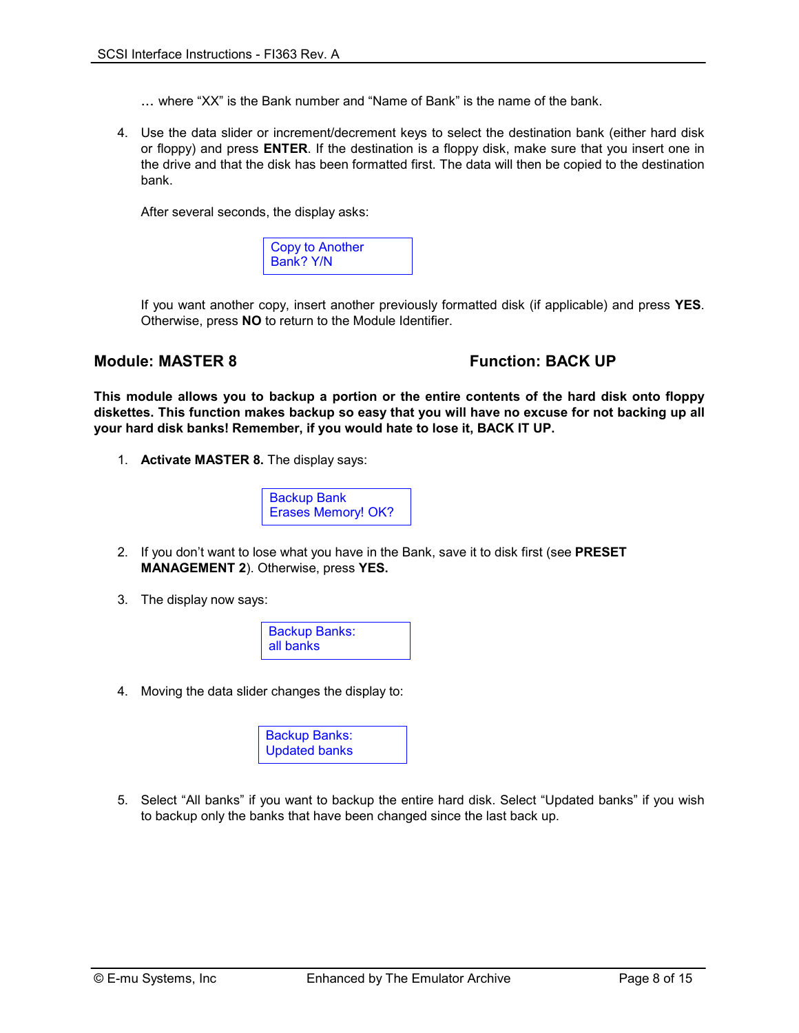… where "XX" is the Bank number and "Name of Bank" is the name of the bank.

4. Use the data slider or increment/decrement keys to select the destination bank (either hard disk or floppy) and press **ENTER**. If the destination is a floppy disk, make sure that you insert one in the drive and that the disk has been formatted first. The data will then be copied to the destination bank.

   After several seconds, the display asks:

   ```
   Copy to Another
   Bank? Y/N
   ```

   If you want another copy, insert another previously formatted disk (if applicable) and press **YES**. Otherwise, press **NO** to return to the Module Identifier.

## Module: MASTER 8 — Function: BACK UP

**This module allows you to backup a portion or the entire contents of the hard disk onto floppy diskettes. This function makes backup so easy that you will have no excuse for not backing up all your hard disk banks! Remember, if you would hate to lose it, BACK IT UP.**

1. **Activate MASTER 8.** The display says:

   ```
   Backup Bank
   Erases Memory! OK?
   ```

2. If you don't want to lose what you have in the Bank, save it to disk first (see **PRESET MANAGEMENT 2**). Otherwise, press **YES.**

3. The display now says:

   ```
   Backup Banks:
   all banks
   ```

4. Moving the data slider changes the display to:

   ```
   Backup Banks:
   Updated banks
   ```

5. Select "All banks" if you want to backup the entire hard disk. Select "Updated banks" if you wish to backup only the banks that have been changed since the last back up.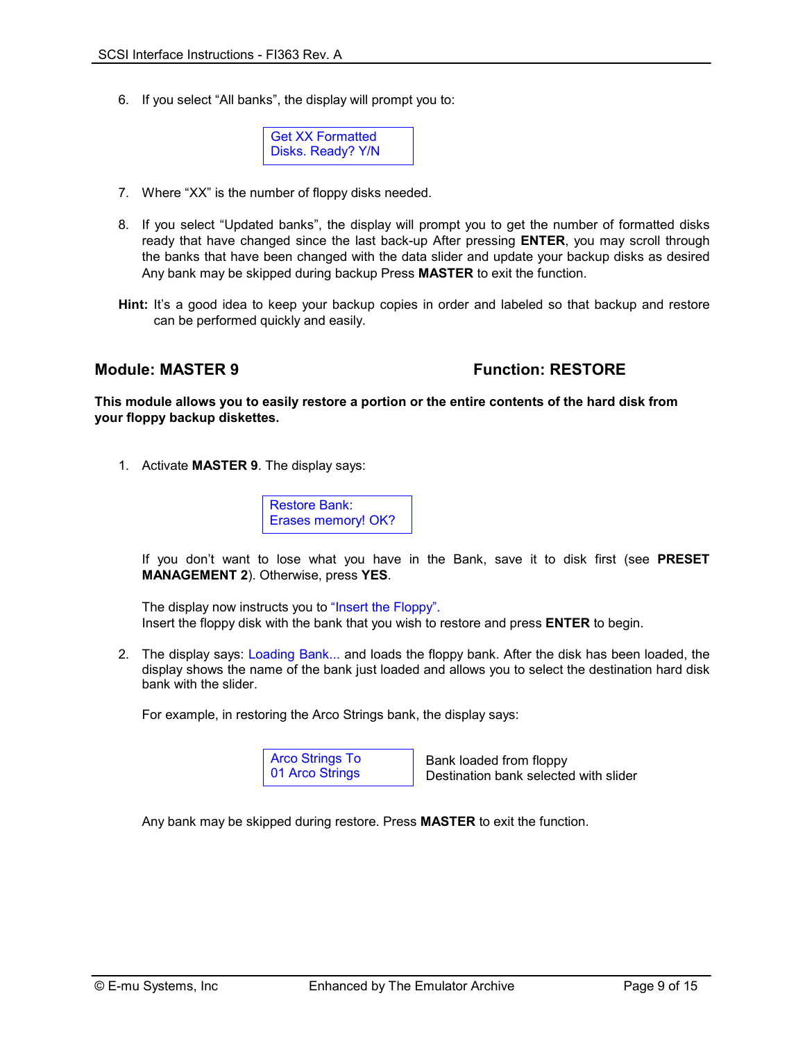6. If you select “All banks”, the display will prompt you to:

```
Get XX Formatted
Disks. Ready? Y/N
```

7. Where “XX” is the number of floppy disks needed.

8. If you select “Updated banks”, the display will prompt you to get the number of formatted disks ready that have changed since the last back-up After pressing **ENTER**, you may scroll through the banks that have been changed with the data slider and update your backup disks as desired Any bank may be skipped during backup Press **MASTER** to exit the function.

**Hint:** It’s a good idea to keep your backup copies in order and labeled so that backup and restore can be performed quickly and easily.

## Module: MASTER 9 — Function: RESTORE

**This module allows you to easily restore a portion or the entire contents of the hard disk from your floppy backup diskettes.**

1. Activate **MASTER 9**. The display says:

   ```
   Restore Bank:
   Erases memory! OK?
   ```

   If you don’t want to lose what you have in the Bank, save it to disk first (see **PRESET MANAGEMENT 2**). Otherwise, press **YES**.

   The display now instructs you to “Insert the Floppy”.
   Insert the floppy disk with the bank that you wish to restore and press **ENTER** to begin.

2. The display says: Loading Bank... and loads the floppy bank. After the disk has been loaded, the display shows the name of the bank just loaded and allows you to select the destination hard disk bank with the slider.

   For example, in restoring the Arco Strings bank, the display says:

   ```
   Arco Strings To      Bank loaded from floppy
   01 Arco Strings      Destination bank selected with slider
   ```

   Any bank may be skipped during restore. Press **MASTER** to exit the function.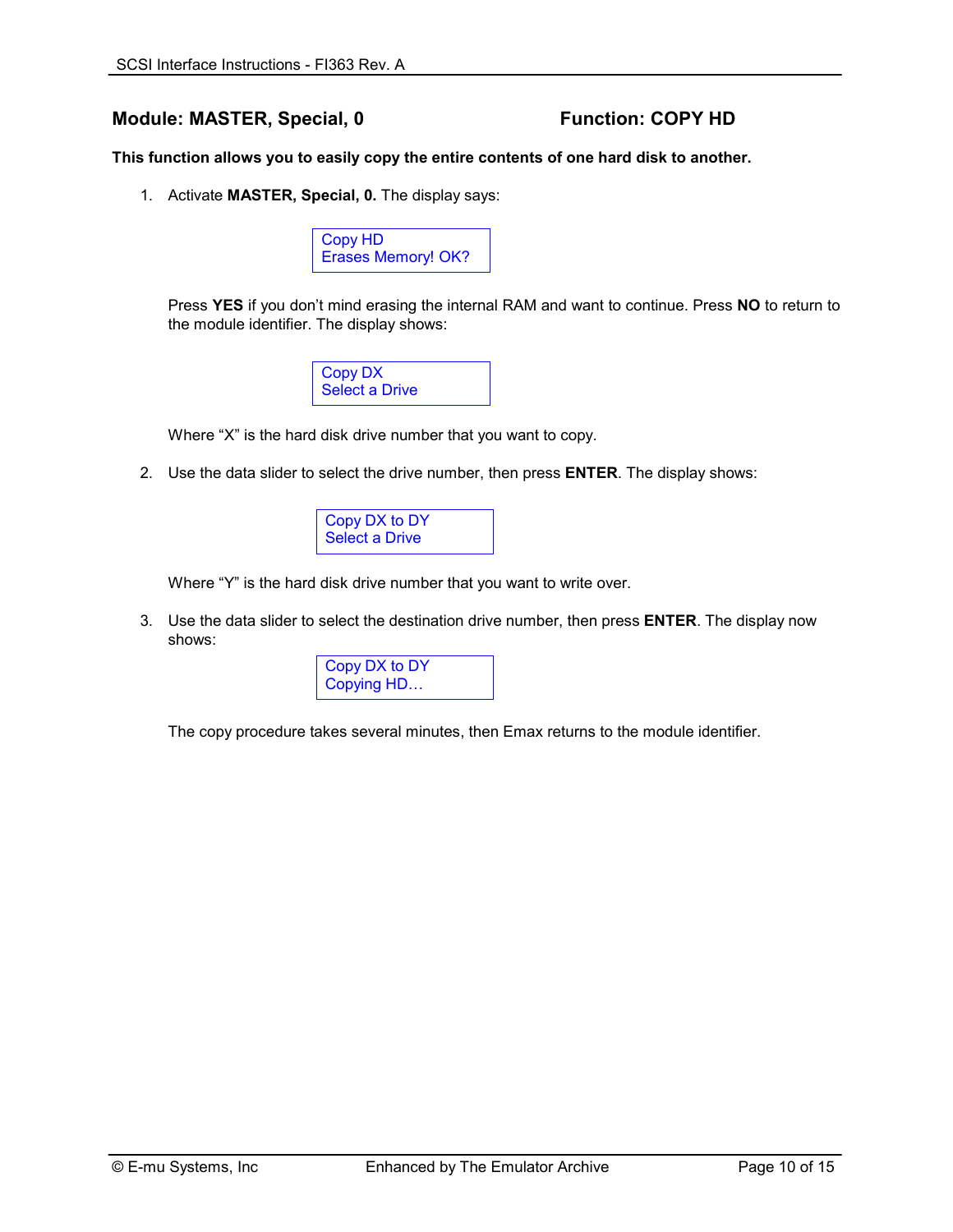## Module: MASTER, Special, 0 — Function: COPY HD

**This function allows you to easily copy the entire contents of one hard disk to another.**

1. Activate **MASTER, Special, 0.** The display says:

   ```
   Copy HD
   Erases Memory! OK?
   ```

   Press **YES** if you don't mind erasing the internal RAM and want to continue. Press **NO** to return to the module identifier. The display shows:

   ```
   Copy DX
   Select a Drive
   ```

   Where "X" is the hard disk drive number that you want to copy.

2. Use the data slider to select the drive number, then press **ENTER**. The display shows:

   ```
   Copy DX to DY
   Select a Drive
   ```

   Where "Y" is the hard disk drive number that you want to write over.

3. Use the data slider to select the destination drive number, then press **ENTER**. The display now shows:

   ```
   Copy DX to DY
   Copying HD…
   ```

   The copy procedure takes several minutes, then Emax returns to the module identifier.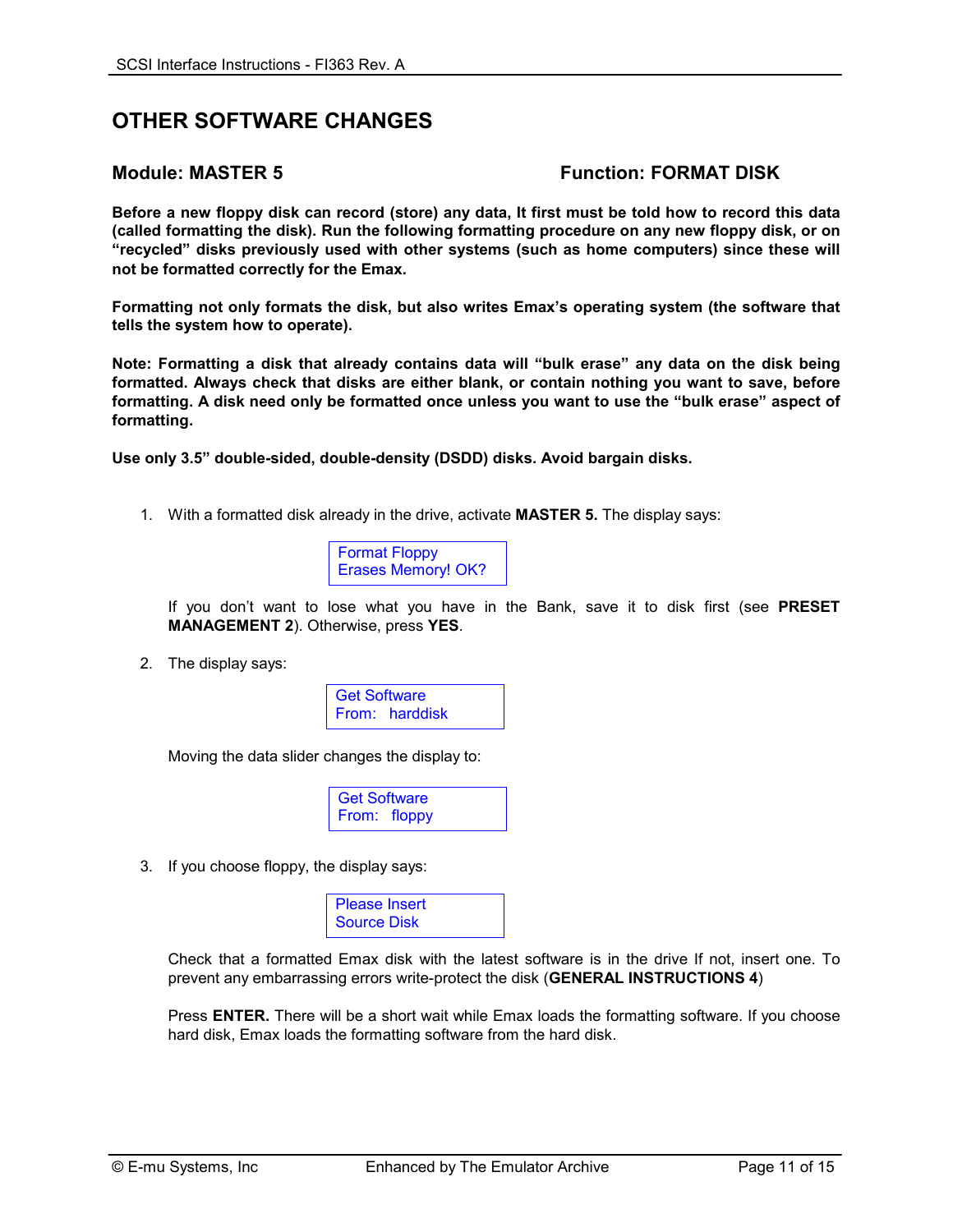# OTHER SOFTWARE CHANGES

## Module: MASTER 5 — Function: FORMAT DISK

**Before a new floppy disk can record (store) any data, It first must be told how to record this data (called formatting the disk). Run the following formatting procedure on any new floppy disk, or on "recycled" disks previously used with other systems (such as home computers) since these will not be formatted correctly for the Emax.**

**Formatting not only formats the disk, but also writes Emax's operating system (the software that tells the system how to operate).**

**Note: Formatting a disk that already contains data will "bulk erase" any data on the disk being formatted. Always check that disks are either blank, or contain nothing you want to save, before formatting. A disk need only be formatted once unless you want to use the "bulk erase" aspect of formatting.**

**Use only 3.5" double-sided, double-density (DSDD) disks. Avoid bargain disks.**

1. With a formatted disk already in the drive, activate **MASTER 5.** The display says:

   ```
   Format Floppy
   Erases Memory! OK?
   ```

   If you don't want to lose what you have in the Bank, save it to disk first (see **PRESET MANAGEMENT 2**). Otherwise, press **YES**.

2. The display says:

   ```
   Get Software
   From:   harddisk
   ```

   Moving the data slider changes the display to:

   ```
   Get Software
   From:   floppy
   ```

3. If you choose floppy, the display says:

   ```
   Please Insert
   Source Disk
   ```

   Check that a formatted Emax disk with the latest software is in the drive If not, insert one. To prevent any embarrassing errors write-protect the disk (**GENERAL INSTRUCTIONS 4**)

   Press **ENTER.** There will be a short wait while Emax loads the formatting software. If you choose hard disk, Emax loads the formatting software from the hard disk.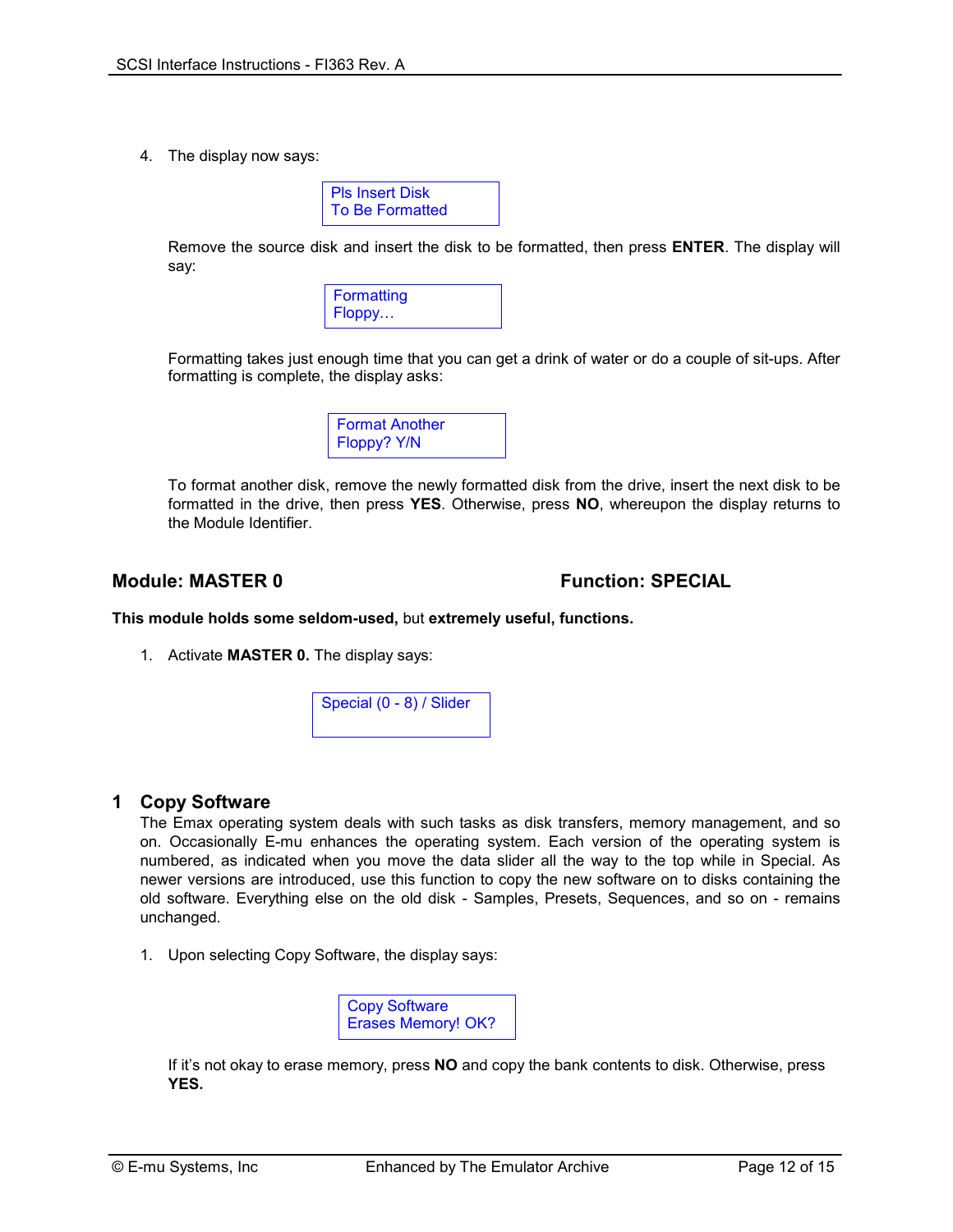4. The display now says:

```
Pls Insert Disk
To Be Formatted
```

   Remove the source disk and insert the disk to be formatted, then press **ENTER**. The display will say:

```
Formatting
Floppy…
```

   Formatting takes just enough time that you can get a drink of water or do a couple of sit-ups. After formatting is complete, the display asks:

```
Format Another
Floppy? Y/N
```

   To format another disk, remove the newly formatted disk from the drive, insert the next disk to be formatted in the drive, then press **YES**. Otherwise, press **NO**, whereupon the display returns to the Module Identifier.

## Module: MASTER 0 — Function: SPECIAL

**This module holds some seldom-used,** but **extremely useful, functions.**

1. Activate **MASTER 0.** The display says:

```
Special (0 - 8) / Slider
```

## 1 Copy Software

The Emax operating system deals with such tasks as disk transfers, memory management, and so on. Occasionally E-mu enhances the operating system. Each version of the operating system is numbered, as indicated when you move the data slider all the way to the top while in Special. As newer versions are introduced, use this function to copy the new software on to disks containing the old software. Everything else on the old disk - Samples, Presets, Sequences, and so on - remains unchanged.

1. Upon selecting Copy Software, the display says:

```
Copy Software
Erases Memory! OK?
```

   If it's not okay to erase memory, press **NO** and copy the bank contents to disk. Otherwise, press **YES.**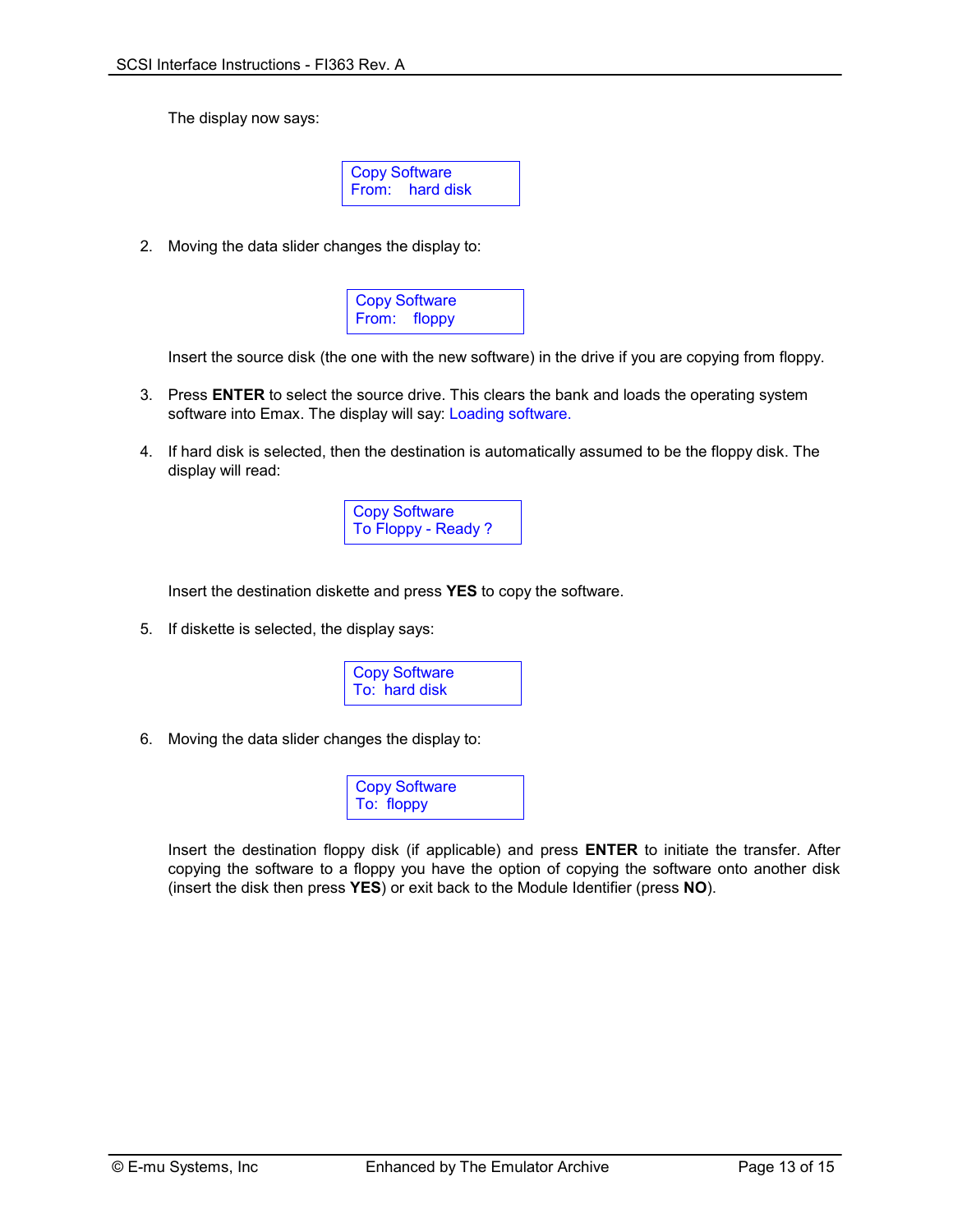The display now says:

```
Copy Software
From:    hard disk
```

2. Moving the data slider changes the display to:

```
Copy Software
From:    floppy
```

   Insert the source disk (the one with the new software) in the drive if you are copying from floppy.

3. Press **ENTER** to select the source drive. This clears the bank and loads the operating system software into Emax. The display will say: Loading software.

4. If hard disk is selected, then the destination is automatically assumed to be the floppy disk. The display will read:

```
Copy Software
To Floppy - Ready ?
```

   Insert the destination diskette and press **YES** to copy the software.

5. If diskette is selected, the display says:

```
Copy Software
To:  hard disk
```

6. Moving the data slider changes the display to:

```
Copy Software
To:  floppy
```

   Insert the destination floppy disk (if applicable) and press **ENTER** to initiate the transfer. After copying the software to a floppy you have the option of copying the software onto another disk (insert the disk then press **YES**) or exit back to the Module Identifier (press **NO**).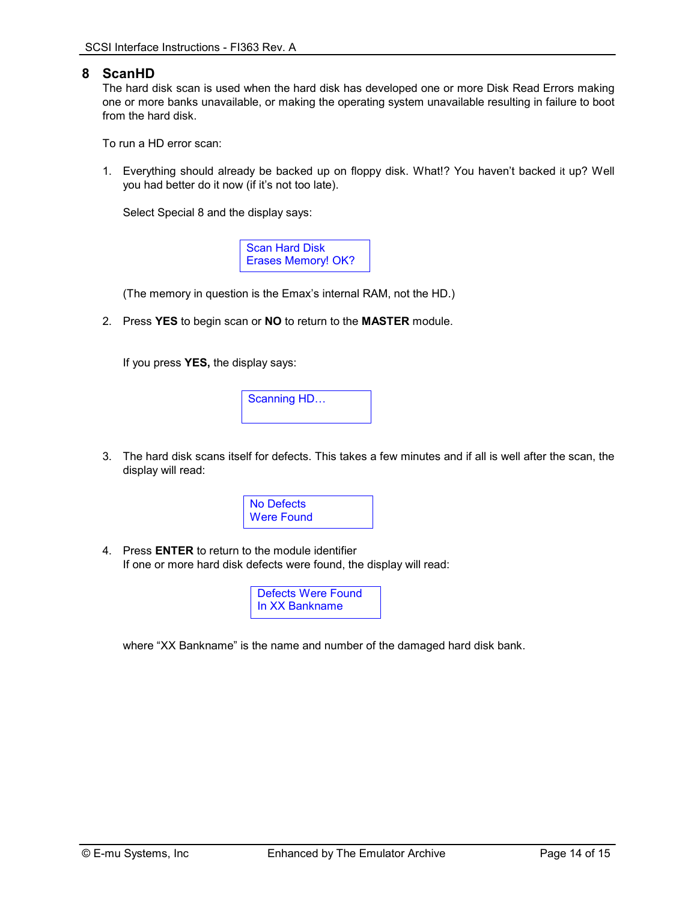# 8 ScanHD

The hard disk scan is used when the hard disk has developed one or more Disk Read Errors making one or more banks unavailable, or making the operating system unavailable resulting in failure to boot from the hard disk.

To run a HD error scan:

1. Everything should already be backed up on floppy disk. What!? You haven't backed it up? Well you had better do it now (if it's not too late).

   Select Special 8 and the display says:

   ```
   Scan Hard Disk
   Erases Memory! OK?
   ```

   (The memory in question is the Emax's internal RAM, not the HD.)

2. Press **YES** to begin scan or **NO** to return to the **MASTER** module.

   If you press **YES,** the display says:

   ```
   Scanning HD…
   ```

3. The hard disk scans itself for defects. This takes a few minutes and if all is well after the scan, the display will read:

   ```
   No Defects
   Were Found
   ```

4. Press **ENTER** to return to the module identifier
   If one or more hard disk defects were found, the display will read:

   ```
   Defects Were Found
   In XX Bankname
   ```

   where "XX Bankname" is the name and number of the damaged hard disk bank.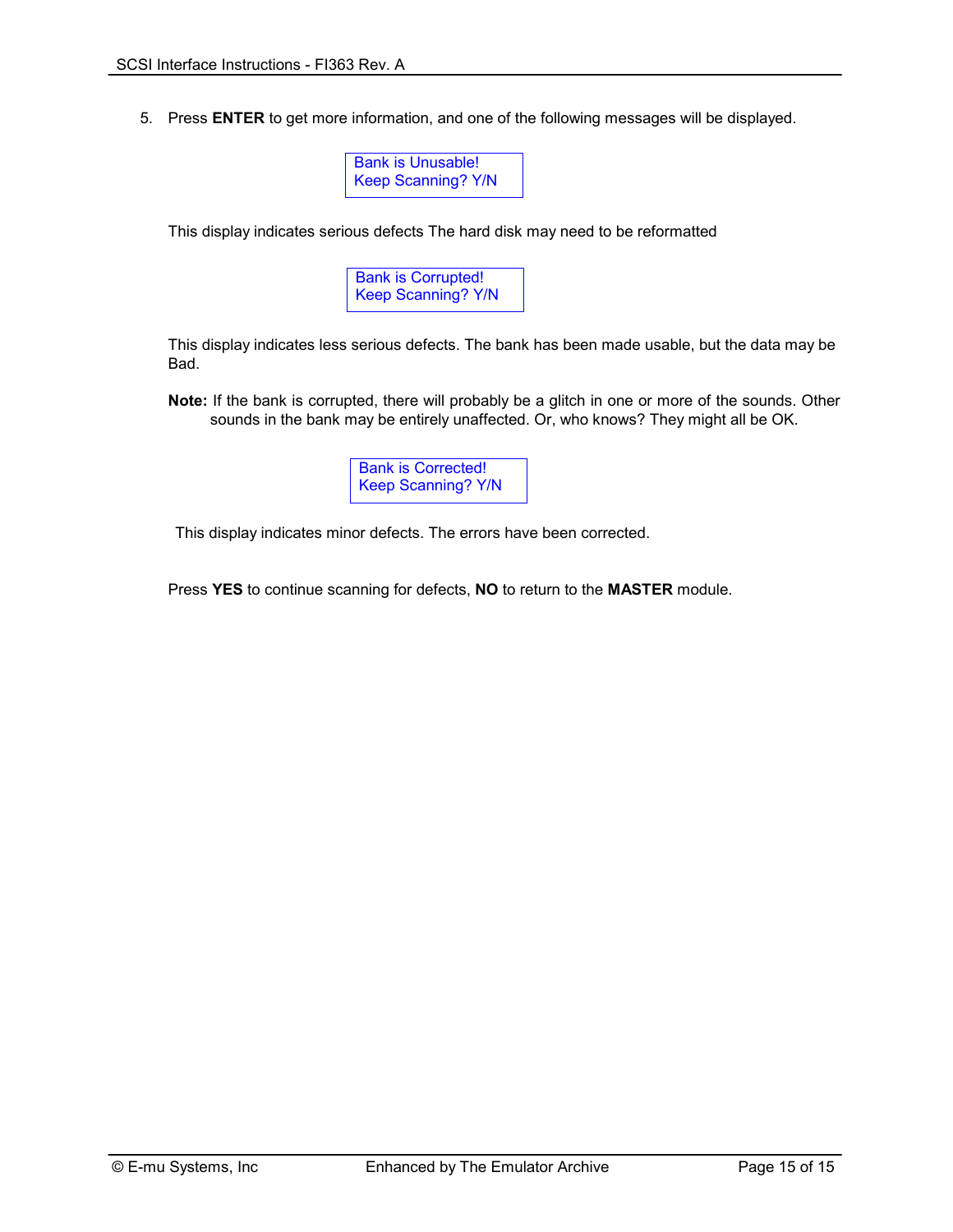5. Press **ENTER** to get more information, and one of the following messages will be displayed.

```
Bank is Unusable!
Keep Scanning? Y/N
```

This display indicates serious defects The hard disk may need to be reformatted

```
Bank is Corrupted!
Keep Scanning? Y/N
```

This display indicates less serious defects. The bank has been made usable, but the data may be Bad.

**Note:** If the bank is corrupted, there will probably be a glitch in one or more of the sounds. Other sounds in the bank may be entirely unaffected. Or, who knows? They might all be OK.

```
Bank is Corrected!
Keep Scanning? Y/N
```

This display indicates minor defects. The errors have been corrected.

Press **YES** to continue scanning for defects, **NO** to return to the **MASTER** module.